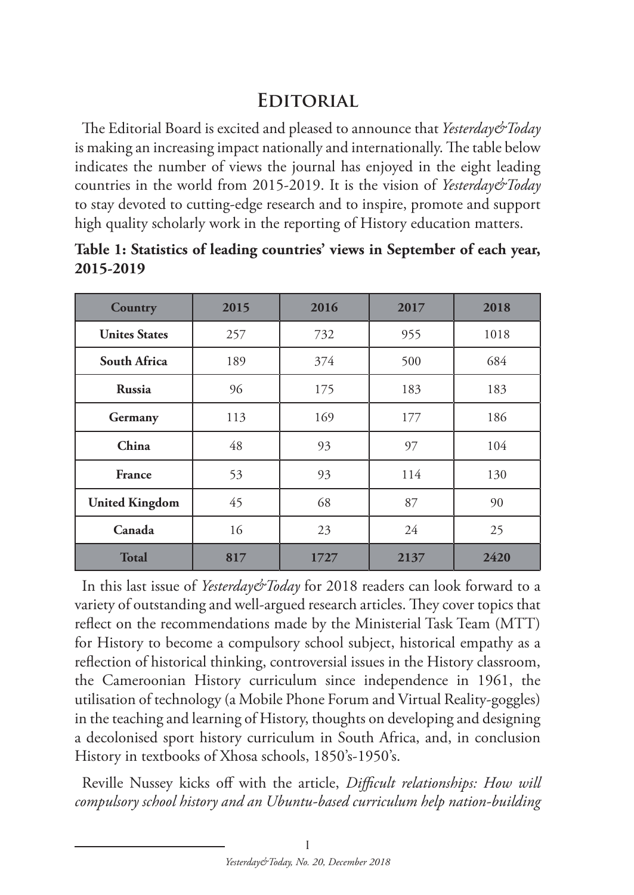# Editorial

The Editorial Board is excited and pleased to announce that *Yesterday&Today* is making an increasing impact nationally and internationally. The table below indicates the number of views the journal has enjoyed in the eight leading countries in the world from 2015-2019. It is the vision of *Yesterday&Today* to stay devoted to cutting-edge research and to inspire, promote and support high quality scholarly work in the reporting of History education matters.

**Table 1: Statistics of leading countries' views in September of each year, 2015-2019**

| Country | 2015 | 2016 | 2017 | 2018 |
|---|---|---|---|---|
| **Unites States** | 257 | 732 | 955 | 1018 |
| **South Africa** | 189 | 374 | 500 | 684 |
| **Russia** | 96 | 175 | 183 | 183 |
| **Germany** | 113 | 169 | 177 | 186 |
| **China** | 48 | 93 | 97 | 104 |
| **France** | 53 | 93 | 114 | 130 |
| **United Kingdom** | 45 | 68 | 87 | 90 |
| **Canada** | 16 | 23 | 24 | 25 |
| **Total** | **817** | **1727** | **2137** | **2420** |

In this last issue of *Yesterday&Today* for 2018 readers can look forward to a variety of outstanding and well-argued research articles. They cover topics that reflect on the recommendations made by the Ministerial Task Team (MTT) for History to become a compulsory school subject, historical empathy as a reflection of historical thinking, controversial issues in the History classroom, the Cameroonian History curriculum since independence in 1961, the utilisation of technology (a Mobile Phone Forum and Virtual Reality-goggles) in the teaching and learning of History, thoughts on developing and designing a decolonised sport history curriculum in South Africa, and, in conclusion History in textbooks of Xhosa schools, 1850's-1950's.

Reville Nussey kicks off with the article, *Difficult relationships: How will compulsory school history and an Ubuntu-based curriculum help nation-building*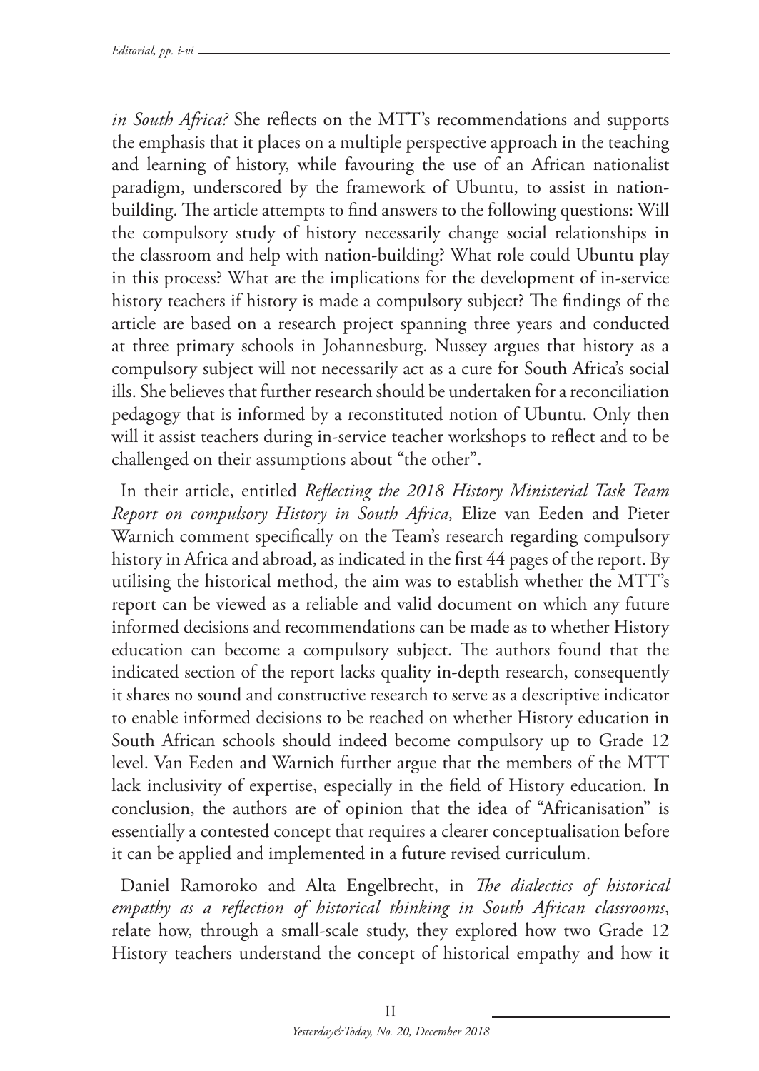*in South Africa?* She reflects on the MTT's recommendations and supports the emphasis that it places on a multiple perspective approach in the teaching and learning of history, while favouring the use of an African nationalist paradigm, underscored by the framework of Ubuntu, to assist in nation-building. The article attempts to find answers to the following questions: Will the compulsory study of history necessarily change social relationships in the classroom and help with nation-building? What role could Ubuntu play in this process? What are the implications for the development of in-service history teachers if history is made a compulsory subject? The findings of the article are based on a research project spanning three years and conducted at three primary schools in Johannesburg. Nussey argues that history as a compulsory subject will not necessarily act as a cure for South Africa's social ills. She believes that further research should be undertaken for a reconciliation pedagogy that is informed by a reconstituted notion of Ubuntu. Only then will it assist teachers during in-service teacher workshops to reflect and to be challenged on their assumptions about "the other".

In their article, entitled *Reflecting the 2018 History Ministerial Task Team Report on compulsory History in South Africa,* Elize van Eeden and Pieter Warnich comment specifically on the Team's research regarding compulsory history in Africa and abroad, as indicated in the first 44 pages of the report. By utilising the historical method, the aim was to establish whether the MTT's report can be viewed as a reliable and valid document on which any future informed decisions and recommendations can be made as to whether History education can become a compulsory subject. The authors found that the indicated section of the report lacks quality in-depth research, consequently it shares no sound and constructive research to serve as a descriptive indicator to enable informed decisions to be reached on whether History education in South African schools should indeed become compulsory up to Grade 12 level. Van Eeden and Warnich further argue that the members of the MTT lack inclusivity of expertise, especially in the field of History education. In conclusion, the authors are of opinion that the idea of "Africanisation" is essentially a contested concept that requires a clearer conceptualisation before it can be applied and implemented in a future revised curriculum.

Daniel Ramoroko and Alta Engelbrecht, in *The dialectics of historical empathy as a reflection of historical thinking in South African classrooms*, relate how, through a small-scale study, they explored how two Grade 12 History teachers understand the concept of historical empathy and how it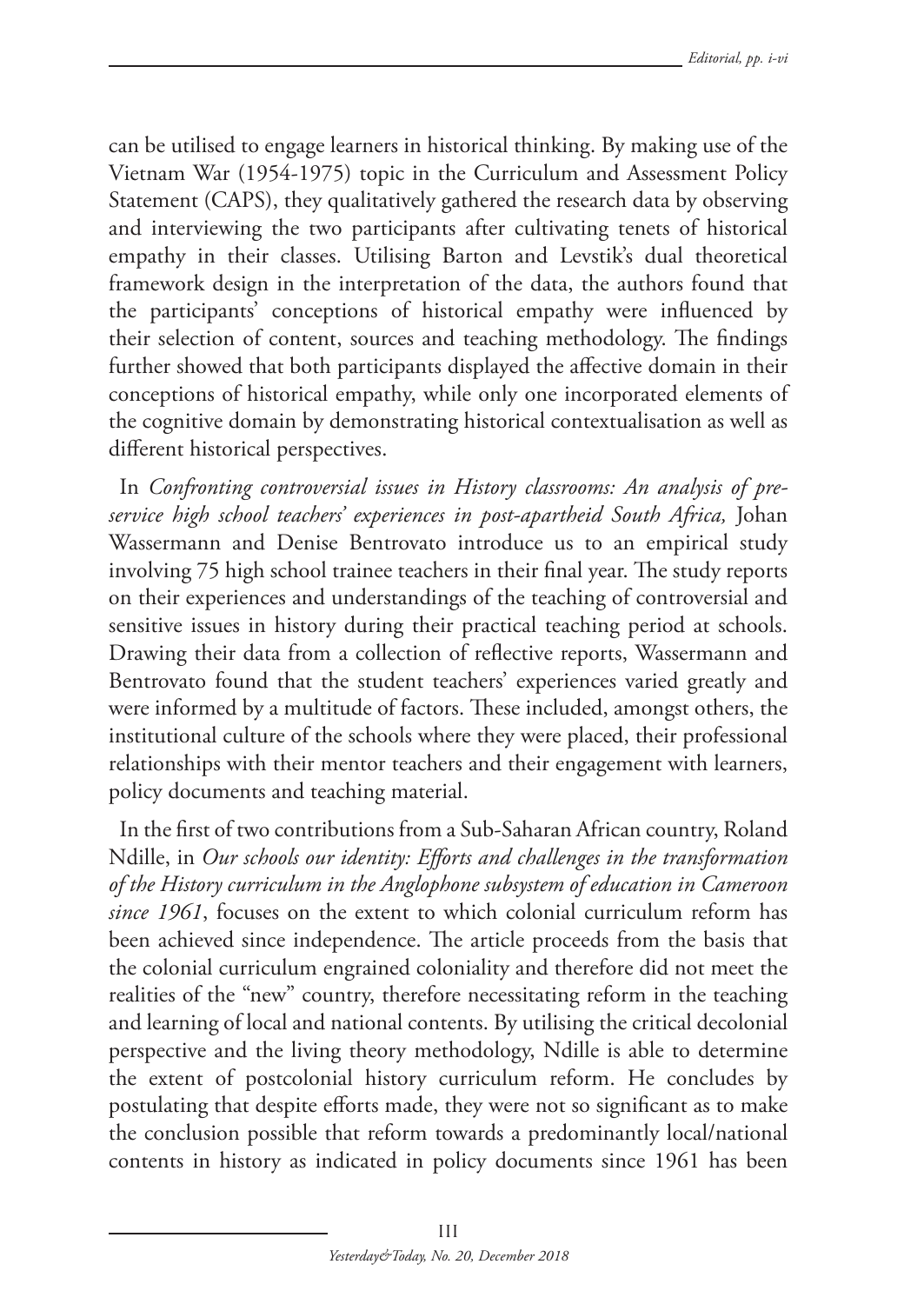can be utilised to engage learners in historical thinking. By making use of the Vietnam War (1954-1975) topic in the Curriculum and Assessment Policy Statement (CAPS), they qualitatively gathered the research data by observing and interviewing the two participants after cultivating tenets of historical empathy in their classes. Utilising Barton and Levstik's dual theoretical framework design in the interpretation of the data, the authors found that the participants' conceptions of historical empathy were influenced by their selection of content, sources and teaching methodology. The findings further showed that both participants displayed the affective domain in their conceptions of historical empathy, while only one incorporated elements of the cognitive domain by demonstrating historical contextualisation as well as different historical perspectives.

In *Confronting controversial issues in History classrooms: An analysis of pre-service high school teachers' experiences in post-apartheid South Africa,* Johan Wassermann and Denise Bentrovato introduce us to an empirical study involving 75 high school trainee teachers in their final year. The study reports on their experiences and understandings of the teaching of controversial and sensitive issues in history during their practical teaching period at schools. Drawing their data from a collection of reflective reports, Wassermann and Bentrovato found that the student teachers' experiences varied greatly and were informed by a multitude of factors. These included, amongst others, the institutional culture of the schools where they were placed, their professional relationships with their mentor teachers and their engagement with learners, policy documents and teaching material.

In the first of two contributions from a Sub-Saharan African country, Roland Ndille, in *Our schools our identity: Efforts and challenges in the transformation of the History curriculum in the Anglophone subsystem of education in Cameroon since 1961*, focuses on the extent to which colonial curriculum reform has been achieved since independence. The article proceeds from the basis that the colonial curriculum engrained coloniality and therefore did not meet the realities of the "new" country, therefore necessitating reform in the teaching and learning of local and national contents. By utilising the critical decolonial perspective and the living theory methodology, Ndille is able to determine the extent of postcolonial history curriculum reform. He concludes by postulating that despite efforts made, they were not so significant as to make the conclusion possible that reform towards a predominantly local/national contents in history as indicated in policy documents since 1961 has been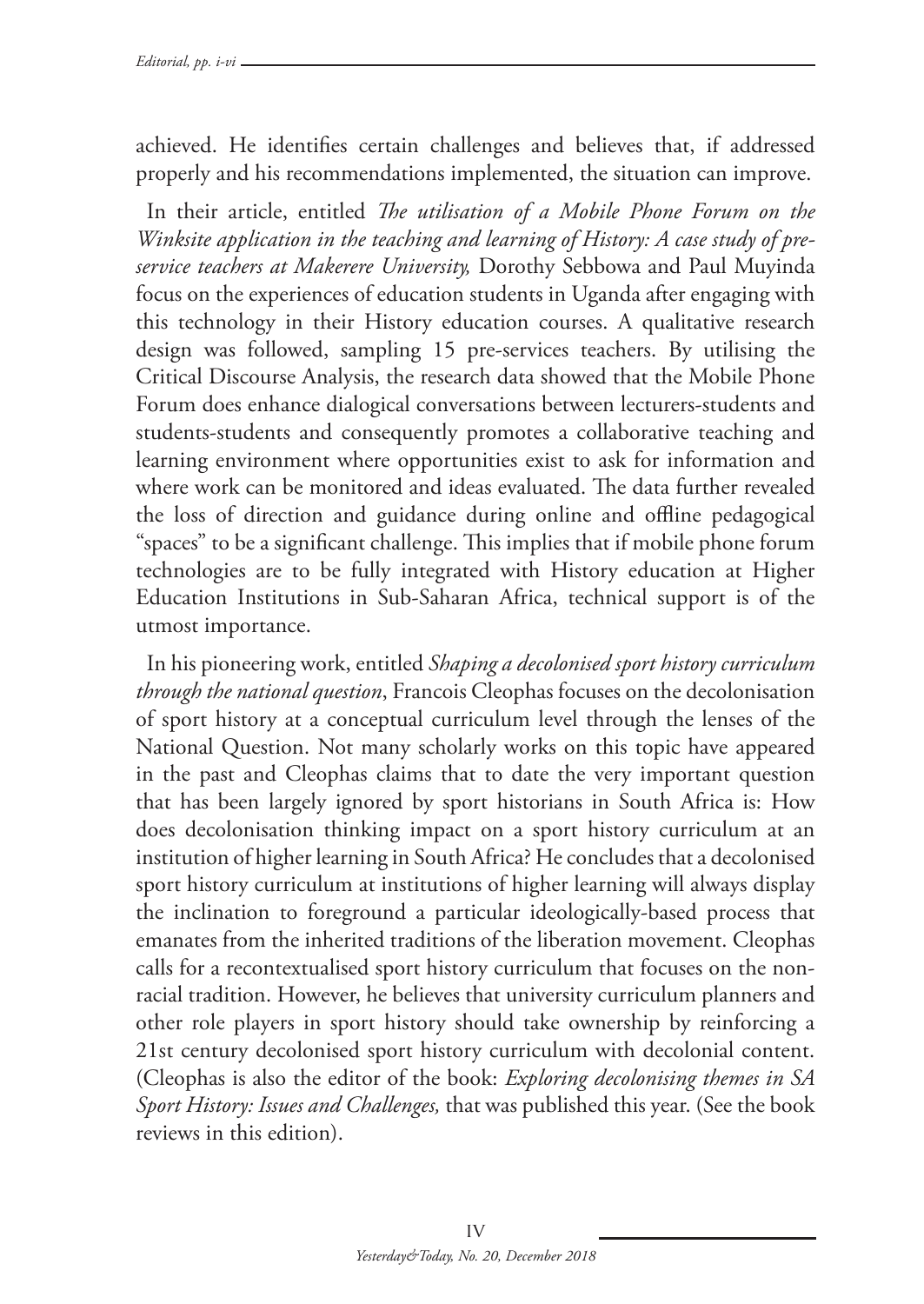achieved. He identifies certain challenges and believes that, if addressed properly and his recommendations implemented, the situation can improve.

In their article, entitled *The utilisation of a Mobile Phone Forum on the Winksite application in the teaching and learning of History: A case study of pre-service teachers at Makerere University,* Dorothy Sebbowa and Paul Muyinda focus on the experiences of education students in Uganda after engaging with this technology in their History education courses. A qualitative research design was followed, sampling 15 pre-services teachers. By utilising the Critical Discourse Analysis, the research data showed that the Mobile Phone Forum does enhance dialogical conversations between lecturers-students and students-students and consequently promotes a collaborative teaching and learning environment where opportunities exist to ask for information and where work can be monitored and ideas evaluated. The data further revealed the loss of direction and guidance during online and offline pedagogical "spaces" to be a significant challenge. This implies that if mobile phone forum technologies are to be fully integrated with History education at Higher Education Institutions in Sub-Saharan Africa, technical support is of the utmost importance.

In his pioneering work, entitled *Shaping a decolonised sport history curriculum through the national question*, Francois Cleophas focuses on the decolonisation of sport history at a conceptual curriculum level through the lenses of the National Question. Not many scholarly works on this topic have appeared in the past and Cleophas claims that to date the very important question that has been largely ignored by sport historians in South Africa is: How does decolonisation thinking impact on a sport history curriculum at an institution of higher learning in South Africa? He concludes that a decolonised sport history curriculum at institutions of higher learning will always display the inclination to foreground a particular ideologically-based process that emanates from the inherited traditions of the liberation movement. Cleophas calls for a recontextualised sport history curriculum that focuses on the non-racial tradition. However, he believes that university curriculum planners and other role players in sport history should take ownership by reinforcing a 21st century decolonised sport history curriculum with decolonial content. (Cleophas is also the editor of the book: *Exploring decolonising themes in SA Sport History: Issues and Challenges,* that was published this year. (See the book reviews in this edition).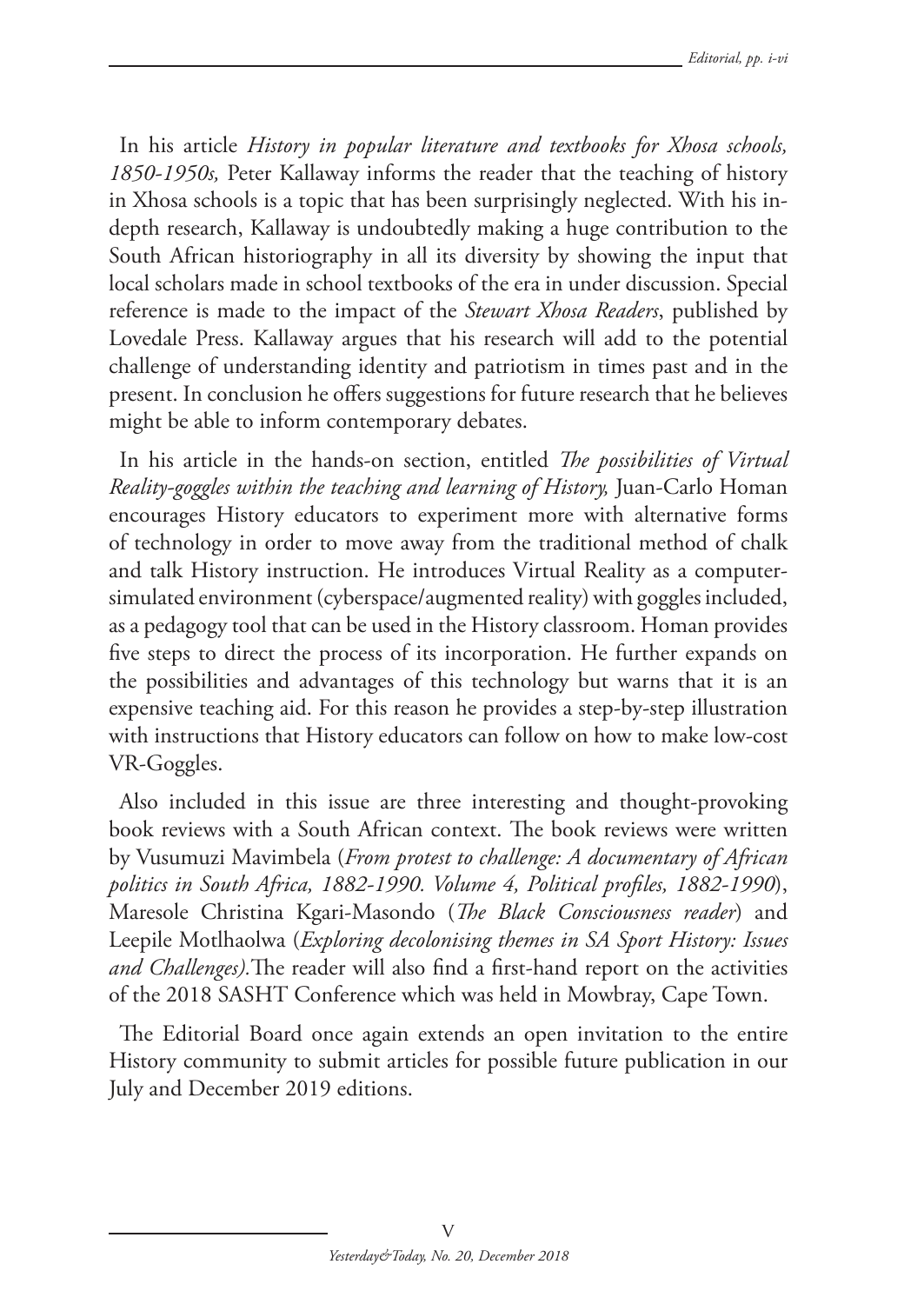In his article *History in popular literature and textbooks for Xhosa schools, 1850-1950s,* Peter Kallaway informs the reader that the teaching of history in Xhosa schools is a topic that has been surprisingly neglected. With his in-depth research, Kallaway is undoubtedly making a huge contribution to the South African historiography in all its diversity by showing the input that local scholars made in school textbooks of the era in under discussion. Special reference is made to the impact of the *Stewart Xhosa Readers*, published by Lovedale Press. Kallaway argues that his research will add to the potential challenge of understanding identity and patriotism in times past and in the present. In conclusion he offers suggestions for future research that he believes might be able to inform contemporary debates.

In his article in the hands-on section, entitled *The possibilities of Virtual Reality-goggles within the teaching and learning of History,* Juan-Carlo Homan encourages History educators to experiment more with alternative forms of technology in order to move away from the traditional method of chalk and talk History instruction. He introduces Virtual Reality as a computer-simulated environment (cyberspace/augmented reality) with goggles included, as a pedagogy tool that can be used in the History classroom. Homan provides five steps to direct the process of its incorporation. He further expands on the possibilities and advantages of this technology but warns that it is an expensive teaching aid. For this reason he provides a step-by-step illustration with instructions that History educators can follow on how to make low-cost VR-Goggles.

Also included in this issue are three interesting and thought-provoking book reviews with a South African context. The book reviews were written by Vusumuzi Mavimbela (*From protest to challenge: A documentary of African politics in South Africa, 1882-1990. Volume 4, Political profiles, 1882-1990*), Maresole Christina Kgari-Masondo (*The Black Consciousness reader*) and Leepile Motlhaolwa (*Exploring decolonising themes in SA Sport History: Issues and Challenges).*The reader will also find a first-hand report on the activities of the 2018 SASHT Conference which was held in Mowbray, Cape Town.

The Editorial Board once again extends an open invitation to the entire History community to submit articles for possible future publication in our July and December 2019 editions.